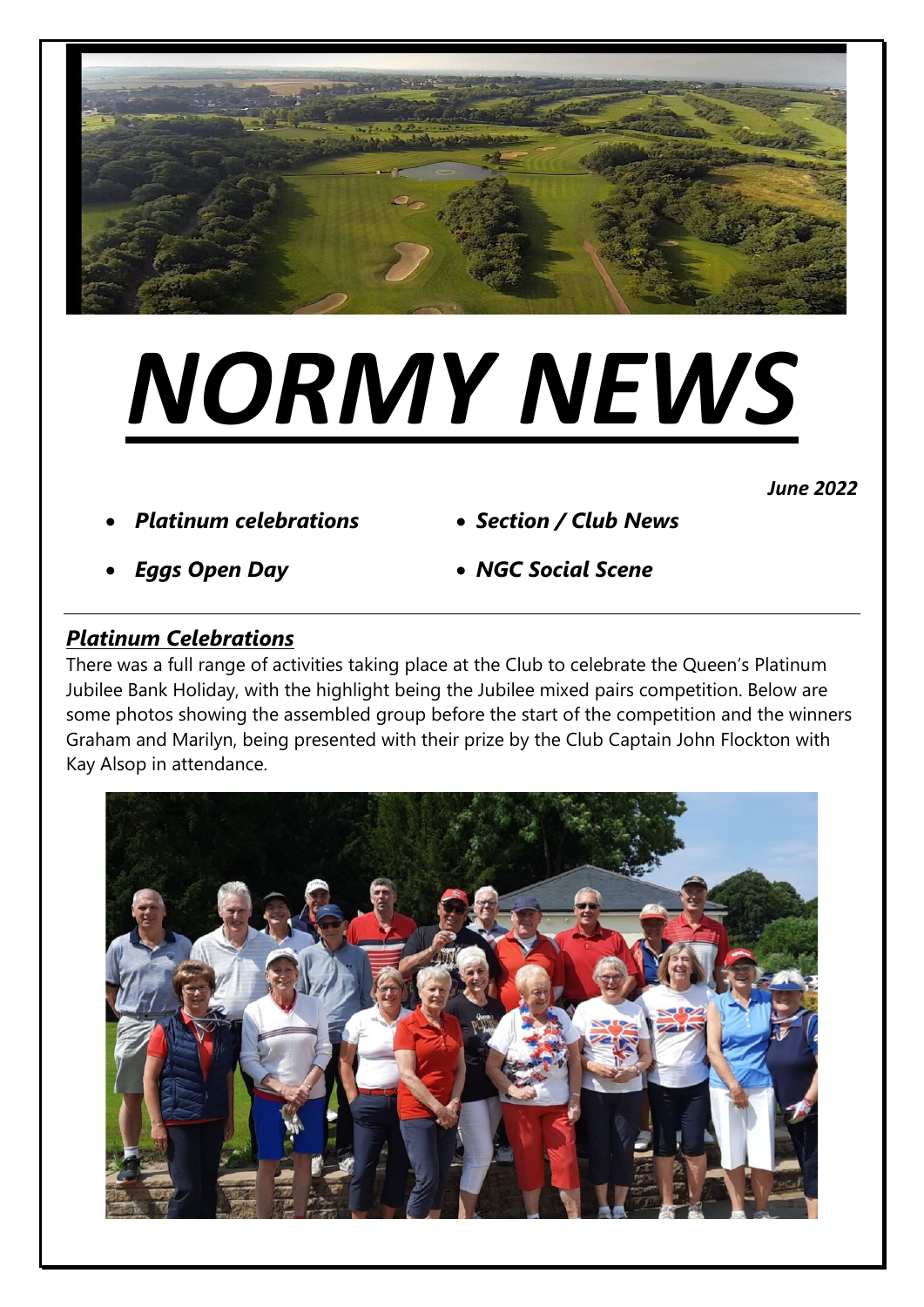# *NORMY NEWS*

***June 2022***

- ***Platinum celebrations***
- ***Eggs Open Day***
- ***Section / Club News***
- ***NGC Social Scene***

## ***Platinum Celebrations***

There was a full range of activities taking place at the Club to celebrate the Queen's Platinum Jubilee Bank Holiday, with the highlight being the Jubilee mixed pairs competition. Below are some photos showing the assembled group before the start of the competition and the winners Graham and Marilyn, being presented with their prize by the Club Captain John Flockton with Kay Alsop in attendance.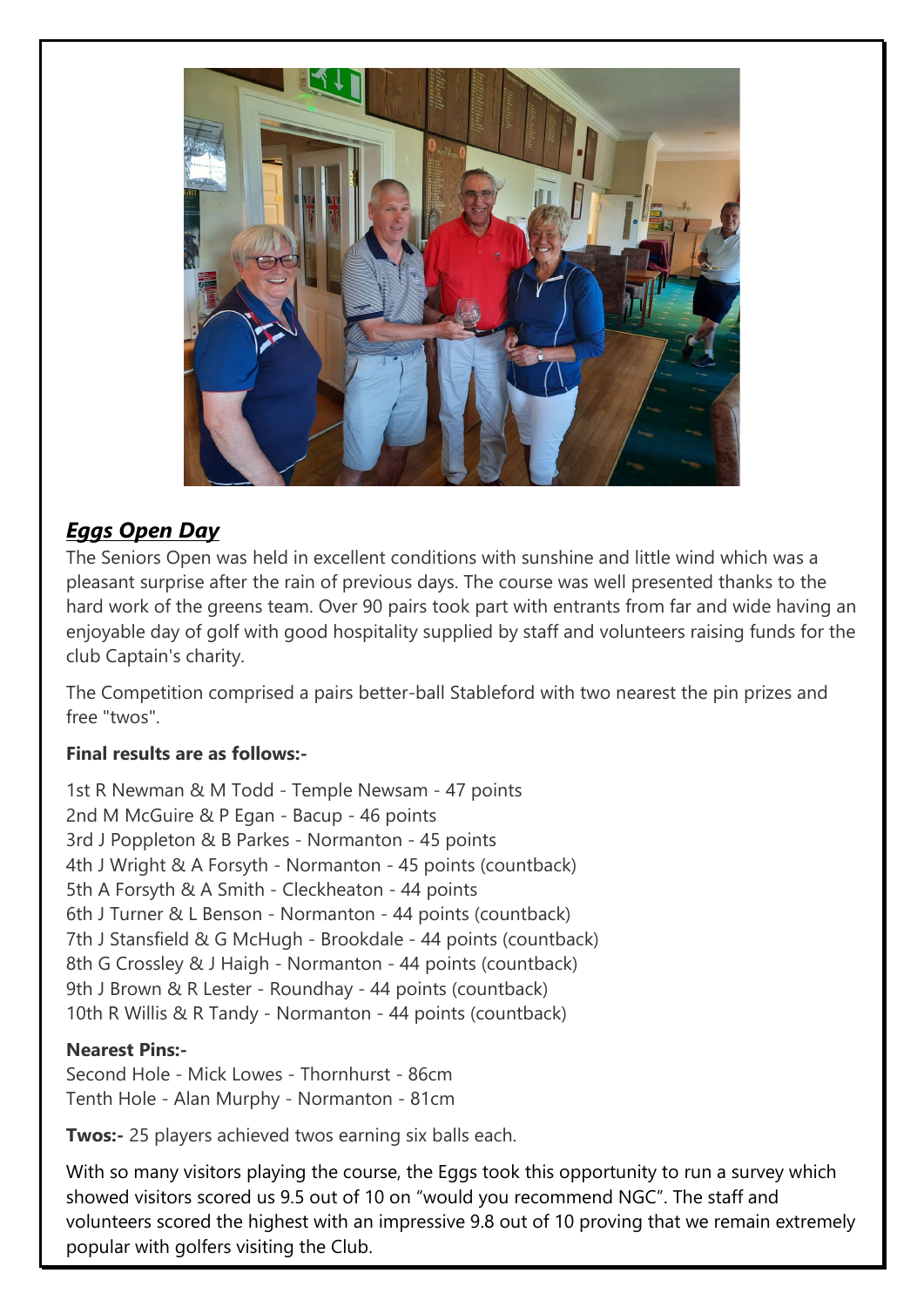## ***Eggs Open Day***

The Seniors Open was held in excellent conditions with sunshine and little wind which was a pleasant surprise after the rain of previous days. The course was well presented thanks to the hard work of the greens team. Over 90 pairs took part with entrants from far and wide having an enjoyable day of golf with good hospitality supplied by staff and volunteers raising funds for the club Captain's charity.

The Competition comprised a pairs better-ball Stableford with two nearest the pin prizes and free "twos".

**Final results are as follows:-**

1st R Newman & M Todd - Temple Newsam - 47 points
2nd M McGuire & P Egan - Bacup - 46 points
3rd J Poppleton & B Parkes - Normanton - 45 points
4th J Wright & A Forsyth - Normanton - 45 points (countback)
5th A Forsyth & A Smith - Cleckheaton - 44 points
6th J Turner & L Benson - Normanton - 44 points (countback)
7th J Stansfield & G McHugh - Brookdale - 44 points (countback)
8th G Crossley & J Haigh - Normanton - 44 points (countback)
9th J Brown & R Lester - Roundhay - 44 points (countback)
10th R Willis & R Tandy - Normanton - 44 points (countback)

**Nearest Pins:-**
Second Hole - Mick Lowes - Thornhurst - 86cm
Tenth Hole - Alan Murphy - Normanton - 81cm

**Twos:-** 25 players achieved twos earning six balls each.

With so many visitors playing the course, the Eggs took this opportunity to run a survey which showed visitors scored us 9.5 out of 10 on "would you recommend NGC". The staff and volunteers scored the highest with an impressive 9.8 out of 10 proving that we remain extremely popular with golfers visiting the Club.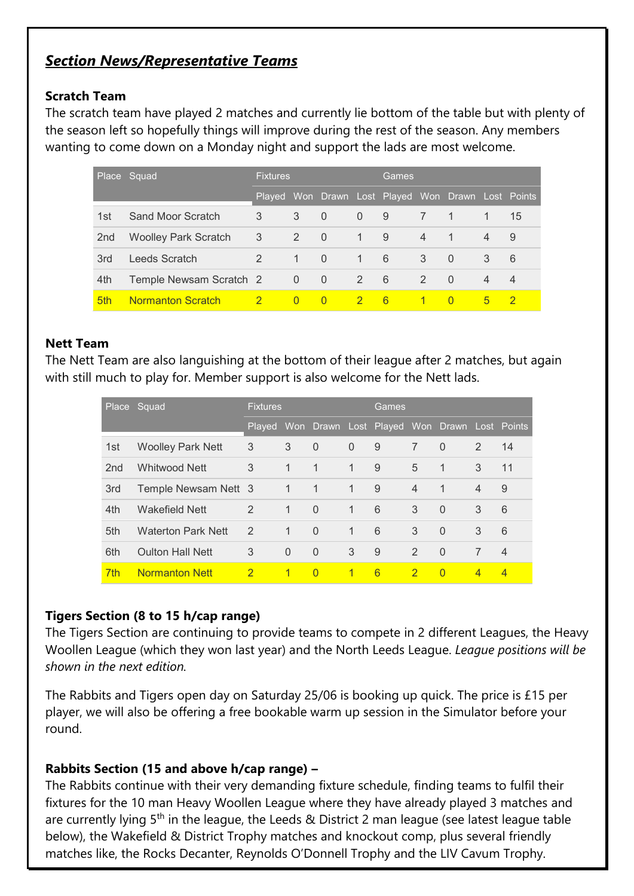## ***Section News/Representative Teams***

**Scratch Team**

The scratch team have played 2 matches and currently lie bottom of the table but with plenty of the season left so hopefully things will improve during the rest of the season. Any members wanting to come down on a Monday night and support the lads are most welcome.

| Place | Squad | Fixtures | | | | Games | | | | |
|---|---|---|---|---|---|---|---|---|---|---|
| | | Played | Won | Drawn | Lost | Played | Won | Drawn | Lost | Points |
| 1st | Sand Moor Scratch | 3 | 3 | 0 | 0 | 9 | 7 | 1 | 1 | 15 |
| 2nd | Woolley Park Scratch | 3 | 2 | 0 | 1 | 9 | 4 | 1 | 4 | 9 |
| 3rd | Leeds Scratch | 2 | 1 | 0 | 1 | 6 | 3 | 0 | 3 | 6 |
| 4th | Temple Newsam Scratch | 2 | 0 | 0 | 2 | 6 | 2 | 0 | 4 | 4 |
| 5th | Normanton Scratch | 2 | 0 | 0 | 2 | 6 | 1 | 0 | 5 | 2 |

**Nett Team**

The Nett Team are also languishing at the bottom of their league after 2 matches, but again with still much to play for. Member support is also welcome for the Nett lads.

| Place | Squad | Fixtures | | | | Games | | | | |
|---|---|---|---|---|---|---|---|---|---|---|
| | | Played | Won | Drawn | Lost | Played | Won | Drawn | Lost | Points |
| 1st | Woolley Park Nett | 3 | 3 | 0 | 0 | 9 | 7 | 0 | 2 | 14 |
| 2nd | Whitwood Nett | 3 | 1 | 1 | 1 | 9 | 5 | 1 | 3 | 11 |
| 3rd | Temple Newsam Nett | 3 | 1 | 1 | 1 | 9 | 4 | 1 | 4 | 9 |
| 4th | Wakefield Nett | 2 | 1 | 0 | 1 | 6 | 3 | 0 | 3 | 6 |
| 5th | Waterton Park Nett | 2 | 1 | 0 | 1 | 6 | 3 | 0 | 3 | 6 |
| 6th | Oulton Hall Nett | 3 | 0 | 0 | 3 | 9 | 2 | 0 | 7 | 4 |
| 7th | Normanton Nett | 2 | 1 | 0 | 1 | 6 | 2 | 0 | 4 | 4 |

**Tigers Section (8 to 15 h/cap range)**

The Tigers Section are continuing to provide teams to compete in 2 different Leagues, the Heavy Woollen League (which they won last year) and the North Leeds League. *League positions will be shown in the next edition.*

The Rabbits and Tigers open day on Saturday 25/06 is booking up quick. The price is £15 per player, we will also be offering a free bookable warm up session in the Simulator before your round.

**Rabbits Section (15 and above h/cap range) –**

The Rabbits continue with their very demanding fixture schedule, finding teams to fulfil their fixtures for the 10 man Heavy Woollen League where they have already played 3 matches and are currently lying 5th in the league, the Leeds & District 2 man league (see latest league table below), the Wakefield & District Trophy matches and knockout comp, plus several friendly matches like, the Rocks Decanter, Reynolds O'Donnell Trophy and the LIV Cavum Trophy.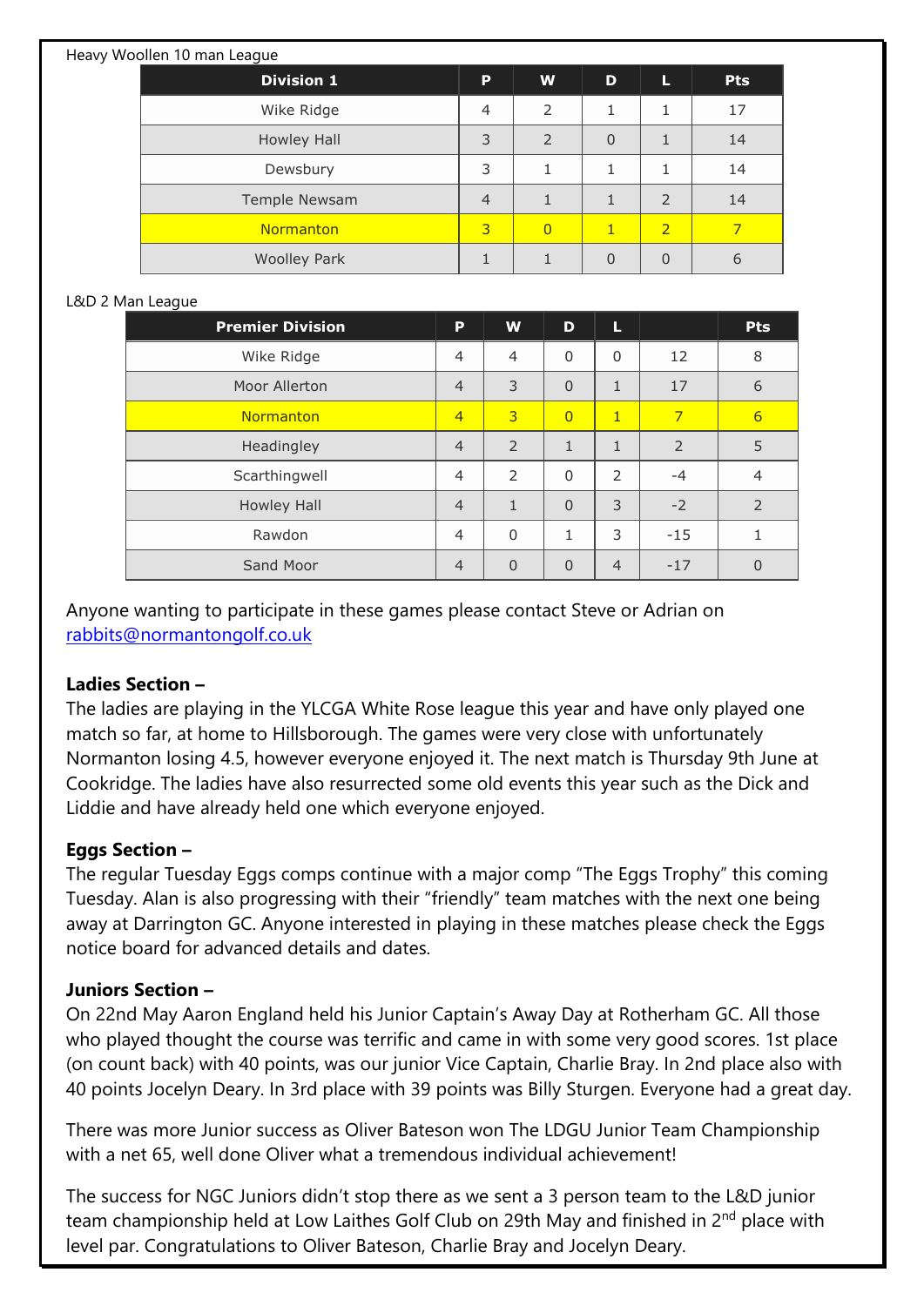Heavy Woollen 10 man League

| Division 1 | P | W | D | L | Pts |
|---|---|---|---|---|---|
| Wike Ridge | 4 | 2 | 1 | 1 | 17 |
| Howley Hall | 3 | 2 | 0 | 1 | 14 |
| Dewsbury | 3 | 1 | 1 | 1 | 14 |
| Temple Newsam | 4 | 1 | 1 | 2 | 14 |
| Normanton | 3 | 0 | 1 | 2 | 7 |
| Woolley Park | 1 | 1 | 0 | 0 | 6 |

L&D 2 Man League

| Premier Division | P | W | D | L | | Pts |
|---|---|---|---|---|---|---|
| Wike Ridge | 4 | 4 | 0 | 0 | 12 | 8 |
| Moor Allerton | 4 | 3 | 0 | 1 | 17 | 6 |
| Normanton | 4 | 3 | 0 | 1 | 7 | 6 |
| Headingley | 4 | 2 | 1 | 1 | 2 | 5 |
| Scarthingwell | 4 | 2 | 0 | 2 | -4 | 4 |
| Howley Hall | 4 | 1 | 0 | 3 | -2 | 2 |
| Rawdon | 4 | 0 | 1 | 3 | -15 | 1 |
| Sand Moor | 4 | 0 | 0 | 4 | -17 | 0 |

Anyone wanting to participate in these games please contact Steve or Adrian on rabbits@normantongolf.co.uk

**Ladies Section –**
The ladies are playing in the YLCGA White Rose league this year and have only played one match so far, at home to Hillsborough. The games were very close with unfortunately Normanton losing 4.5, however everyone enjoyed it. The next match is Thursday 9th June at Cookridge. The ladies have also resurrected some old events this year such as the Dick and Liddie and have already held one which everyone enjoyed.

**Eggs Section –**
The regular Tuesday Eggs comps continue with a major comp "The Eggs Trophy" this coming Tuesday. Alan is also progressing with their "friendly" team matches with the next one being away at Darrington GC. Anyone interested in playing in these matches please check the Eggs notice board for advanced details and dates.

**Juniors Section –**
On 22nd May Aaron England held his Junior Captain's Away Day at Rotherham GC. All those who played thought the course was terrific and came in with some very good scores. 1st place (on count back) with 40 points, was our junior Vice Captain, Charlie Bray. In 2nd place also with 40 points Jocelyn Deary. In 3rd place with 39 points was Billy Sturgen. Everyone had a great day.

There was more Junior success as Oliver Bateson won The LDGU Junior Team Championship with a net 65, well done Oliver what a tremendous individual achievement!

The success for NGC Juniors didn't stop there as we sent a 3 person team to the L&D junior team championship held at Low Laithes Golf Club on 29th May and finished in 2nd place with level par. Congratulations to Oliver Bateson, Charlie Bray and Jocelyn Deary.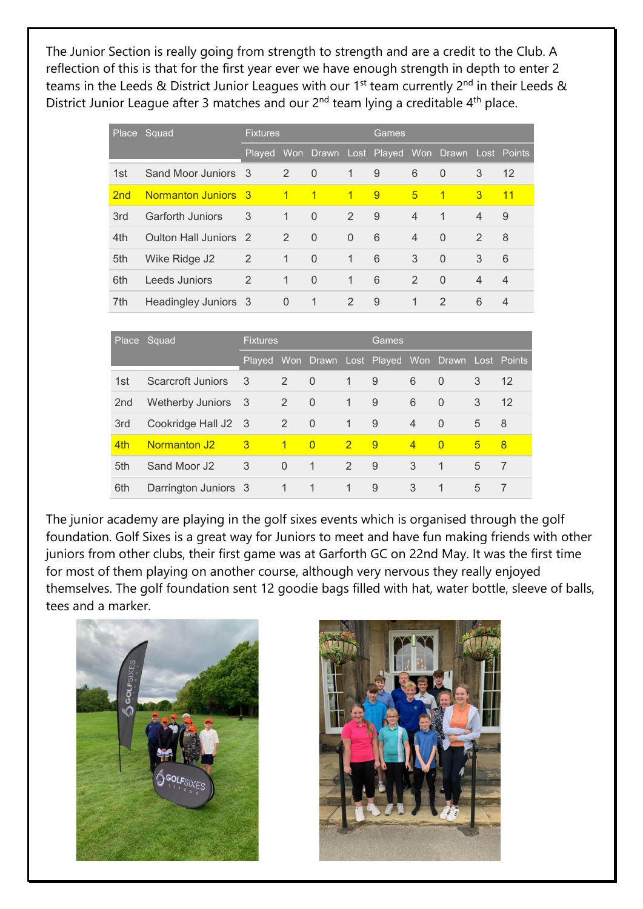The Junior Section is really going from strength to strength and are a credit to the Club. A reflection of this is that for the first year ever we have enough strength in depth to enter 2 teams in the Leeds & District Junior Leagues with our 1st team currently 2nd in their Leeds & District Junior League after 3 matches and our 2nd team lying a creditable 4th place.

| Place | Squad | Fixtures | | | | Games | | | | |
|---|---|---|---|---|---|---|---|---|---|---|
| | | Played | Won | Drawn | Lost | Played | Won | Drawn | Lost | Points |
| 1st | Sand Moor Juniors | 3 | 2 | 0 | 1 | 9 | 6 | 0 | 3 | 12 |
| 2nd | Normanton Juniors | 3 | 1 | 1 | 1 | 9 | 5 | 1 | 3 | 11 |
| 3rd | Garforth Juniors | 3 | 1 | 0 | 2 | 9 | 4 | 1 | 4 | 9 |
| 4th | Oulton Hall Juniors | 2 | 2 | 0 | 0 | 6 | 4 | 0 | 2 | 8 |
| 5th | Wike Ridge J2 | 2 | 1 | 0 | 1 | 6 | 3 | 0 | 3 | 6 |
| 6th | Leeds Juniors | 2 | 1 | 0 | 1 | 6 | 2 | 0 | 4 | 4 |
| 7th | Headingley Juniors | 3 | 0 | 1 | 2 | 9 | 1 | 2 | 6 | 4 |

| Place | Squad | Fixtures | | | | Games | | | | |
|---|---|---|---|---|---|---|---|---|---|---|
| | | Played | Won | Drawn | Lost | Played | Won | Drawn | Lost | Points |
| 1st | Scarcroft Juniors | 3 | 2 | 0 | 1 | 9 | 6 | 0 | 3 | 12 |
| 2nd | Wetherby Juniors | 3 | 2 | 0 | 1 | 9 | 6 | 0 | 3 | 12 |
| 3rd | Cookridge Hall J2 | 3 | 2 | 0 | 1 | 9 | 4 | 0 | 5 | 8 |
| 4th | Normanton J2 | 3 | 1 | 0 | 2 | 9 | 4 | 0 | 5 | 8 |
| 5th | Sand Moor J2 | 3 | 0 | 1 | 2 | 9 | 3 | 1 | 5 | 7 |
| 6th | Darrington Juniors | 3 | 1 | 1 | 1 | 9 | 3 | 1 | 5 | 7 |

The junior academy are playing in the golf sixes events which is organised through the golf foundation. Golf Sixes is a great way for Juniors to meet and have fun making friends with other juniors from other clubs, their first game was at Garforth GC on 22nd May. It was the first time for most of them playing on another course, although very nervous they really enjoyed themselves. The golf foundation sent 12 goodie bags filled with hat, water bottle, sleeve of balls, tees and a marker.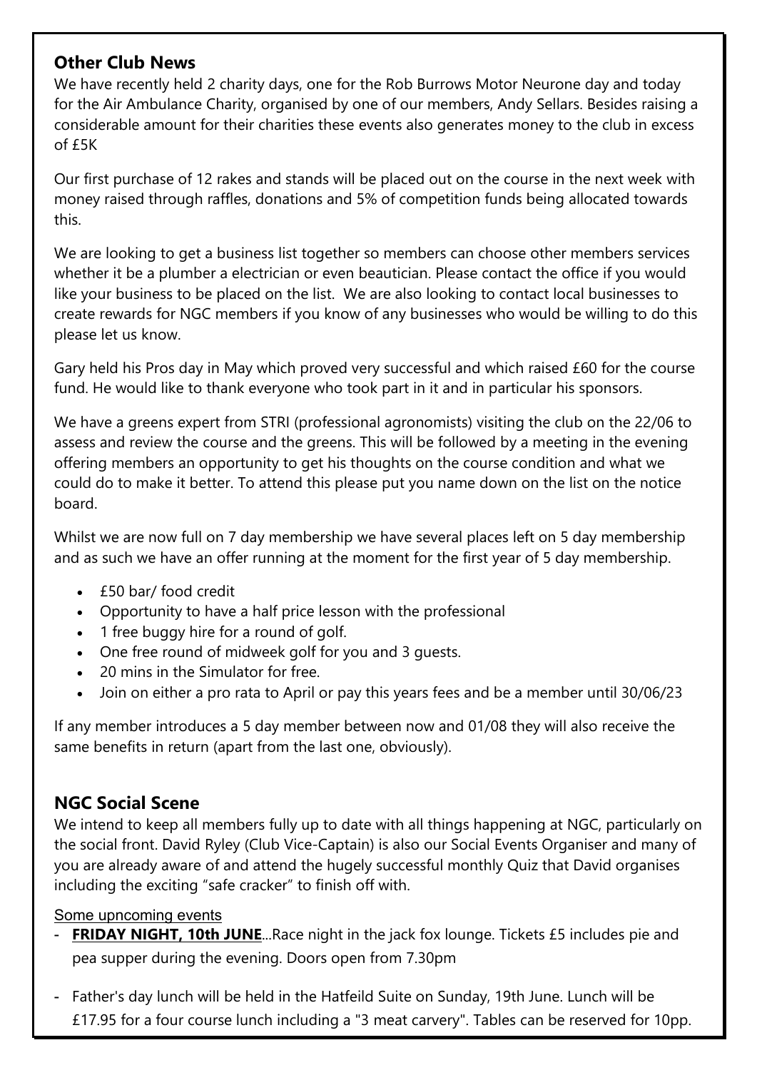## Other Club News

We have recently held 2 charity days, one for the Rob Burrows Motor Neurone day and today for the Air Ambulance Charity, organised by one of our members, Andy Sellars. Besides raising a considerable amount for their charities these events also generates money to the club in excess of £5K

Our first purchase of 12 rakes and stands will be placed out on the course in the next week with money raised through raffles, donations and 5% of competition funds being allocated towards this.

We are looking to get a business list together so members can choose other members services whether it be a plumber a electrician or even beautician. Please contact the office if you would like your business to be placed on the list. We are also looking to contact local businesses to create rewards for NGC members if you know of any businesses who would be willing to do this please let us know.

Gary held his Pros day in May which proved very successful and which raised £60 for the course fund. He would like to thank everyone who took part in it and in particular his sponsors.

We have a greens expert from STRI (professional agronomists) visiting the club on the 22/06 to assess and review the course and the greens. This will be followed by a meeting in the evening offering members an opportunity to get his thoughts on the course condition and what we could do to make it better. To attend this please put you name down on the list on the notice board.

Whilst we are now full on 7 day membership we have several places left on 5 day membership and as such we have an offer running at the moment for the first year of 5 day membership.

- £50 bar/ food credit
- Opportunity to have a half price lesson with the professional
- 1 free buggy hire for a round of golf.
- One free round of midweek golf for you and 3 guests.
- 20 mins in the Simulator for free.
- Join on either a pro rata to April or pay this years fees and be a member until 30/06/23

If any member introduces a 5 day member between now and 01/08 they will also receive the same benefits in return (apart from the last one, obviously).

## NGC Social Scene

We intend to keep all members fully up to date with all things happening at NGC, particularly on the social front. David Ryley (Club Vice-Captain) is also our Social Events Organiser and many of you are already aware of and attend the hugely successful monthly Quiz that David organises including the exciting "safe cracker" to finish off with.

Some upncoming events

- **FRIDAY NIGHT, 10th JUNE**...Race night in the jack fox lounge. Tickets £5 includes pie and pea supper during the evening. Doors open from 7.30pm
- Father's day lunch will be held in the Hatfeild Suite on Sunday, 19th June. Lunch will be £17.95 for a four course lunch including a "3 meat carvery". Tables can be reserved for 10pp.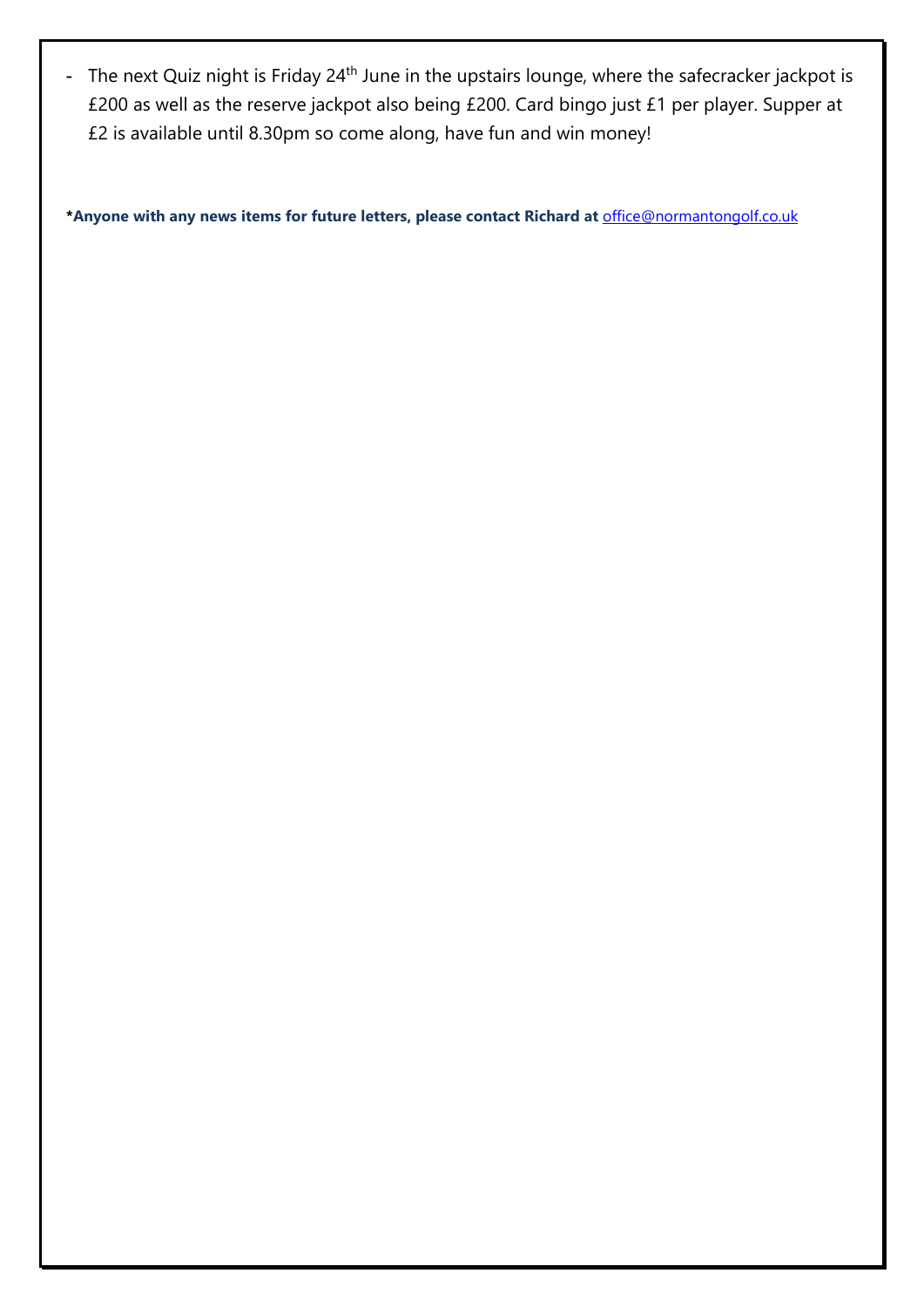- The next Quiz night is Friday 24th June in the upstairs lounge, where the safecracker jackpot is £200 as well as the reserve jackpot also being £200. Card bingo just £1 per player. Supper at £2 is available until 8.30pm so come along, have fun and win money!

***Anyone with any news items for future letters, please contact Richard at** office@normantongolf.co.uk